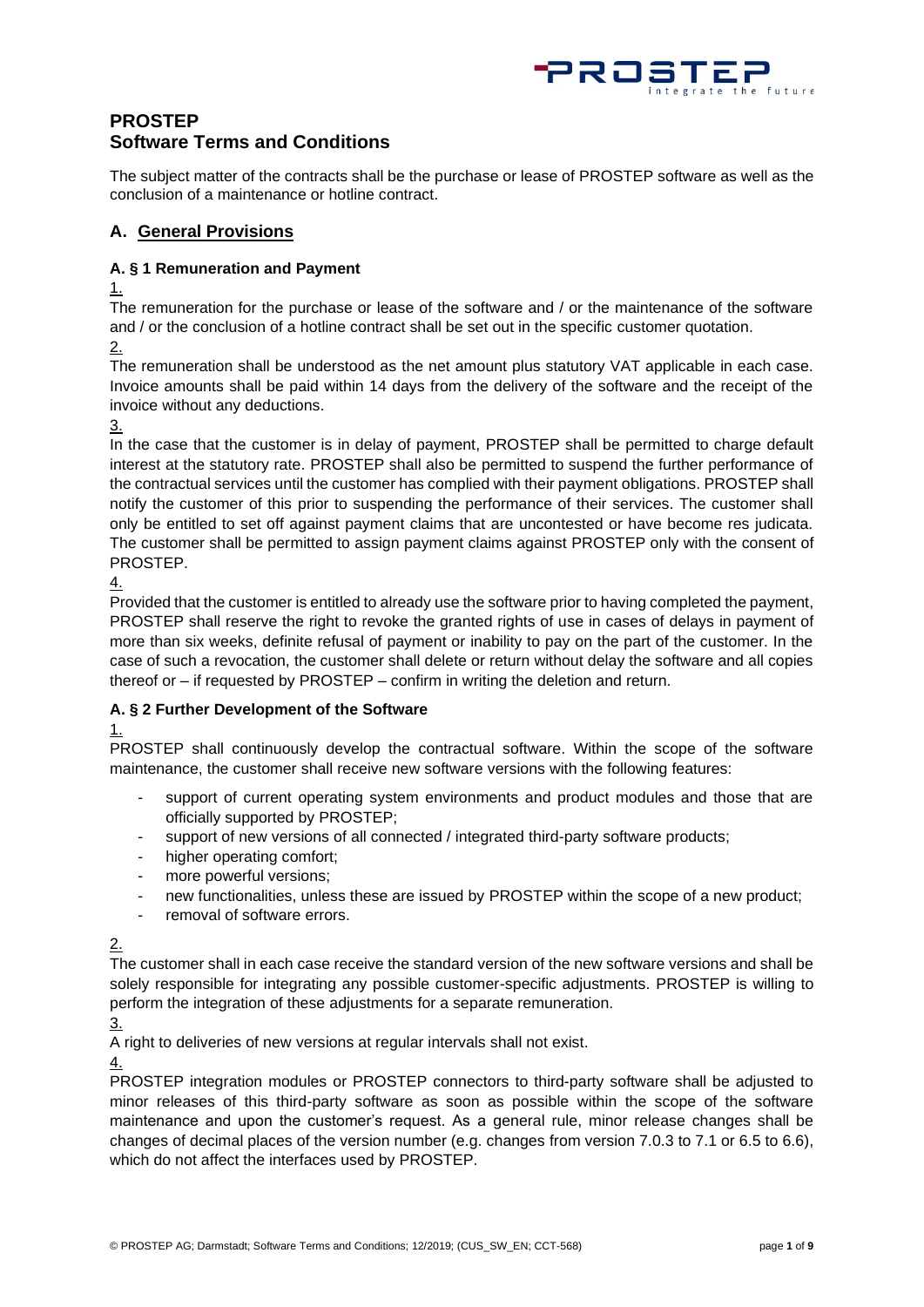# PROSTEP Software Terms and Conditions

The subject matter of the contracts shall be the purchase or lease of PROSTEP software as well as the conclusion of a maintenance or hotline contract.

## A. General Provisions

### A. § 1 Remuneration and Payment

1.

The remuneration for the purchase or lease of the software and / or the maintenance of the software and / or the conclusion of a hotline contract shall be set out in the specific customer quotation.

2.

The remuneration shall be understood as the net amount plus statutory VAT applicable in each case. Invoice amounts shall be paid within 14 days from the delivery of the software and the receipt of the invoice without any deductions.

3.

In the case that the customer is in delay of payment, PROSTEP shall be permitted to charge default interest at the statutory rate. PROSTEP shall also be permitted to suspend the further performance of the contractual services until the customer has complied with their payment obligations. PROSTEP shall notify the customer of this prior to suspending the performance of their services. The customer shall only be entitled to set off against payment claims that are uncontested or have become res judicata. The customer shall be permitted to assign payment claims against PROSTEP only with the consent of PROSTEP.

4.

Provided that the customer is entitled to already use the software prior to having completed the payment, PROSTEP shall reserve the right to revoke the granted rights of use in cases of delays in payment of more than six weeks, definite refusal of payment or inability to pay on the part of the customer. In the case of such a revocation, the customer shall delete or return without delay the software and all copies thereof or – if requested by PROSTEP – confirm in writing the deletion and return.

### A. § 2 Further Development of the Software

1.

PROSTEP shall continuously develop the contractual software. Within the scope of the software maintenance, the customer shall receive new software versions with the following features:

- support of current operating system environments and product modules and those that are officially supported by PROSTEP;
- support of new versions of all connected / integrated third-party software products;
- higher operating comfort;
- more powerful versions;
- new functionalities, unless these are issued by PROSTEP within the scope of a new product;
- removal of software errors.

2.

The customer shall in each case receive the standard version of the new software versions and shall be solely responsible for integrating any possible customer-specific adjustments. PROSTEP is willing to perform the integration of these adjustments for a separate remuneration.

3.

A right to deliveries of new versions at regular intervals shall not exist.

4.

PROSTEP integration modules or PROSTEP connectors to third-party software shall be adjusted to minor releases of this third-party software as soon as possible within the scope of the software maintenance and upon the customer's request. As a general rule, minor release changes shall be changes of decimal places of the version number (e.g. changes from version 7.0.3 to 7.1 or 6.5 to 6.6), which do not affect the interfaces used by PROSTEP.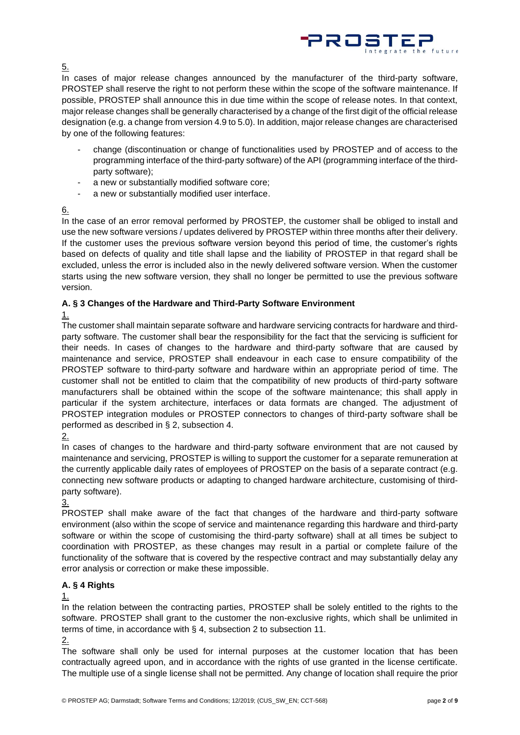5.

In cases of major release changes announced by the manufacturer of the third-party software, PROSTEP shall reserve the right to not perform these within the scope of the software maintenance. If possible, PROSTEP shall announce this in due time within the scope of release notes. In that context, major release changes shall be generally characterised by a change of the first digit of the official release designation (e.g. a change from version 4.9 to 5.0). In addition, major release changes are characterised by one of the following features:

- change (discontinuation or change of functionalities used by PROSTEP and of access to the programming interface of the third-party software) of the API (programming interface of the third-party software);
- a new or substantially modified software core;
- a new or substantially modified user interface.

6.

In the case of an error removal performed by PROSTEP, the customer shall be obliged to install and use the new software versions / updates delivered by PROSTEP within three months after their delivery. If the customer uses the previous software version beyond this period of time, the customer's rights based on defects of quality and title shall lapse and the liability of PROSTEP in that regard shall be excluded, unless the error is included also in the newly delivered software version. When the customer starts using the new software version, they shall no longer be permitted to use the previous software version.

### A. § 3 Changes of the Hardware and Third-Party Software Environment

1.

The customer shall maintain separate software and hardware servicing contracts for hardware and third-party software. The customer shall bear the responsibility for the fact that the servicing is sufficient for their needs. In cases of changes to the hardware and third-party software that are caused by maintenance and service, PROSTEP shall endeavour in each case to ensure compatibility of the PROSTEP software to third-party software and hardware within an appropriate period of time. The customer shall not be entitled to claim that the compatibility of new products of third-party software manufacturers shall be obtained within the scope of the software maintenance; this shall apply in particular if the system architecture, interfaces or data formats are changed. The adjustment of PROSTEP integration modules or PROSTEP connectors to changes of third-party software shall be performed as described in § 2, subsection 4.

2.

In cases of changes to the hardware and third-party software environment that are not caused by maintenance and servicing, PROSTEP is willing to support the customer for a separate remuneration at the currently applicable daily rates of employees of PROSTEP on the basis of a separate contract (e.g. connecting new software products or adapting to changed hardware architecture, customising of third-party software).

3.

PROSTEP shall make aware of the fact that changes of the hardware and third-party software environment (also within the scope of service and maintenance regarding this hardware and third-party software or within the scope of customising the third-party software) shall at all times be subject to coordination with PROSTEP, as these changes may result in a partial or complete failure of the functionality of the software that is covered by the respective contract and may substantially delay any error analysis or correction or make these impossible.

### A. § 4 Rights

1.

In the relation between the contracting parties, PROSTEP shall be solely entitled to the rights to the software. PROSTEP shall grant to the customer the non-exclusive rights, which shall be unlimited in terms of time, in accordance with § 4, subsection 2 to subsection 11.

2.

The software shall only be used for internal purposes at the customer location that has been contractually agreed upon, and in accordance with the rights of use granted in the license certificate. The multiple use of a single license shall not be permitted. Any change of location shall require the prior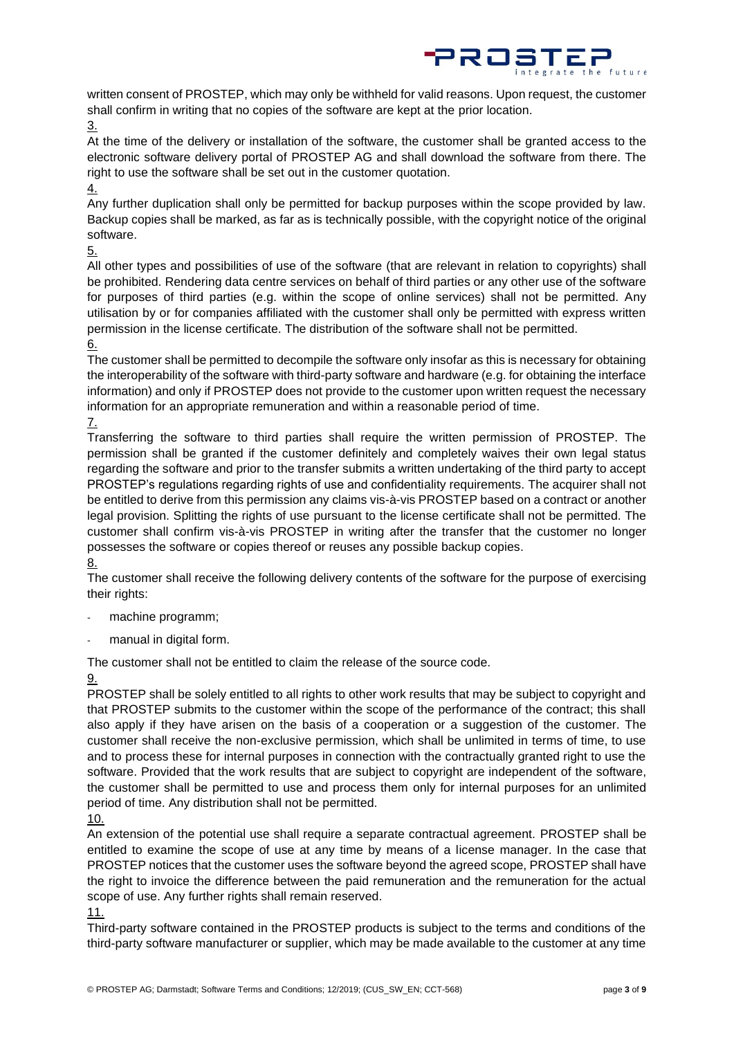written consent of PROSTEP, which may only be withheld for valid reasons. Upon request, the customer shall confirm in writing that no copies of the software are kept at the prior location.

3.

At the time of the delivery or installation of the software, the customer shall be granted access to the electronic software delivery portal of PROSTEP AG and shall download the software from there. The right to use the software shall be set out in the customer quotation.

4.

Any further duplication shall only be permitted for backup purposes within the scope provided by law. Backup copies shall be marked, as far as is technically possible, with the copyright notice of the original software.

5.

All other types and possibilities of use of the software (that are relevant in relation to copyrights) shall be prohibited. Rendering data centre services on behalf of third parties or any other use of the software for purposes of third parties (e.g. within the scope of online services) shall not be permitted. Any utilisation by or for companies affiliated with the customer shall only be permitted with express written permission in the license certificate. The distribution of the software shall not be permitted.

6.

The customer shall be permitted to decompile the software only insofar as this is necessary for obtaining the interoperability of the software with third-party software and hardware (e.g. for obtaining the interface information) and only if PROSTEP does not provide to the customer upon written request the necessary information for an appropriate remuneration and within a reasonable period of time.

7.

Transferring the software to third parties shall require the written permission of PROSTEP. The permission shall be granted if the customer definitely and completely waives their own legal status regarding the software and prior to the transfer submits a written undertaking of the third party to accept PROSTEP's regulations regarding rights of use and confidentiality requirements. The acquirer shall not be entitled to derive from this permission any claims vis-à-vis PROSTEP based on a contract or another legal provision. Splitting the rights of use pursuant to the license certificate shall not be permitted. The customer shall confirm vis-à-vis PROSTEP in writing after the transfer that the customer no longer possesses the software or copies thereof or reuses any possible backup copies.

8.

The customer shall receive the following delivery contents of the software for the purpose of exercising their rights:

- machine programm;
- manual in digital form.

The customer shall not be entitled to claim the release of the source code.

9.

PROSTEP shall be solely entitled to all rights to other work results that may be subject to copyright and that PROSTEP submits to the customer within the scope of the performance of the contract; this shall also apply if they have arisen on the basis of a cooperation or a suggestion of the customer. The customer shall receive the non-exclusive permission, which shall be unlimited in terms of time, to use and to process these for internal purposes in connection with the contractually granted right to use the software. Provided that the work results that are subject to copyright are independent of the software, the customer shall be permitted to use and process them only for internal purposes for an unlimited period of time. Any distribution shall not be permitted.

10.

An extension of the potential use shall require a separate contractual agreement. PROSTEP shall be entitled to examine the scope of use at any time by means of a license manager. In the case that PROSTEP notices that the customer uses the software beyond the agreed scope, PROSTEP shall have the right to invoice the difference between the paid remuneration and the remuneration for the actual scope of use. Any further rights shall remain reserved.

11.

Third-party software contained in the PROSTEP products is subject to the terms and conditions of the third-party software manufacturer or supplier, which may be made available to the customer at any time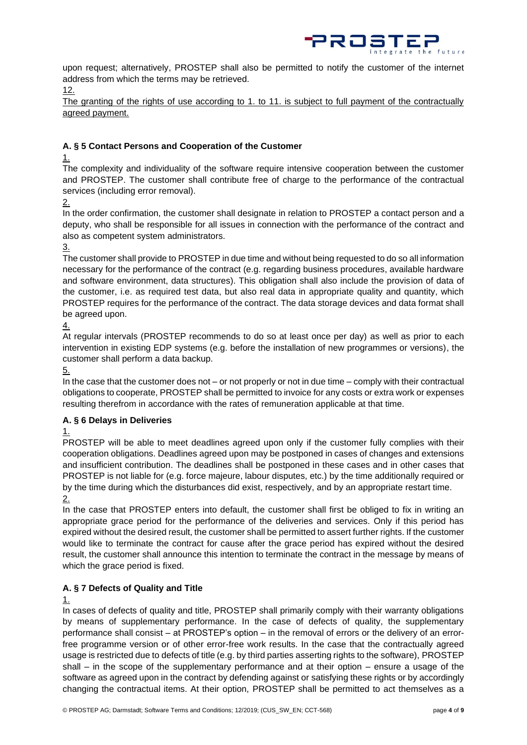upon request; alternatively, PROSTEP shall also be permitted to notify the customer of the internet address from which the terms may be retrieved.

12.

The granting of the rights of use according to 1. to 11. is subject to full payment of the contractually agreed payment.

#### A. § 5 Contact Persons and Cooperation of the Customer

1.

The complexity and individuality of the software require intensive cooperation between the customer and PROSTEP. The customer shall contribute free of charge to the performance of the contractual services (including error removal).

2.

In the order confirmation, the customer shall designate in relation to PROSTEP a contact person and a deputy, who shall be responsible for all issues in connection with the performance of the contract and also as competent system administrators.

3.

The customer shall provide to PROSTEP in due time and without being requested to do so all information necessary for the performance of the contract (e.g. regarding business procedures, available hardware and software environment, data structures). This obligation shall also include the provision of data of the customer, i.e. as required test data, but also real data in appropriate quality and quantity, which PROSTEP requires for the performance of the contract. The data storage devices and data format shall be agreed upon.

4.

At regular intervals (PROSTEP recommends to do so at least once per day) as well as prior to each intervention in existing EDP systems (e.g. before the installation of new programmes or versions), the customer shall perform a data backup.

5.

In the case that the customer does not – or not properly or not in due time – comply with their contractual obligations to cooperate, PROSTEP shall be permitted to invoice for any costs or extra work or expenses resulting therefrom in accordance with the rates of remuneration applicable at that time.

#### A. § 6 Delays in Deliveries

1.

PROSTEP will be able to meet deadlines agreed upon only if the customer fully complies with their cooperation obligations. Deadlines agreed upon may be postponed in cases of changes and extensions and insufficient contribution. The deadlines shall be postponed in these cases and in other cases that PROSTEP is not liable for (e.g. force majeure, labour disputes, etc.) by the time additionally required or by the time during which the disturbances did exist, respectively, and by an appropriate restart time.

2.

In the case that PROSTEP enters into default, the customer shall first be obliged to fix in writing an appropriate grace period for the performance of the deliveries and services. Only if this period has expired without the desired result, the customer shall be permitted to assert further rights. If the customer would like to terminate the contract for cause after the grace period has expired without the desired result, the customer shall announce this intention to terminate the contract in the message by means of which the grace period is fixed.

#### A. § 7 Defects of Quality and Title

1.

In cases of defects of quality and title, PROSTEP shall primarily comply with their warranty obligations by means of supplementary performance. In the case of defects of quality, the supplementary performance shall consist – at PROSTEP's option – in the removal of errors or the delivery of an error-free programme version or of other error-free work results. In the case that the contractually agreed usage is restricted due to defects of title (e.g. by third parties asserting rights to the software), PROSTEP shall – in the scope of the supplementary performance and at their option – ensure a usage of the software as agreed upon in the contract by defending against or satisfying these rights or by accordingly changing the contractual items. At their option, PROSTEP shall be permitted to act themselves as a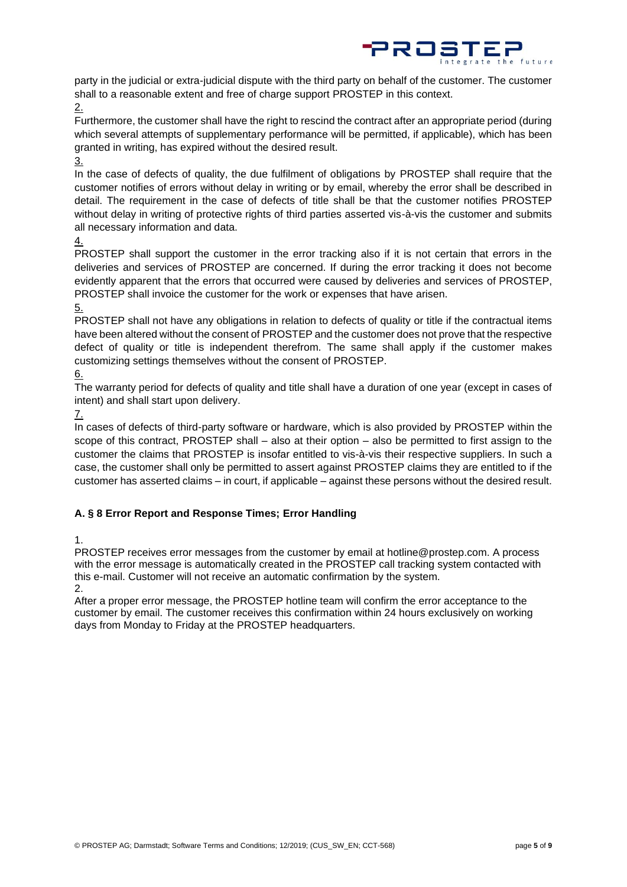party in the judicial or extra-judicial dispute with the third party on behalf of the customer. The customer shall to a reasonable extent and free of charge support PROSTEP in this context.

2.

Furthermore, the customer shall have the right to rescind the contract after an appropriate period (during which several attempts of supplementary performance will be permitted, if applicable), which has been granted in writing, has expired without the desired result.

3.

In the case of defects of quality, the due fulfilment of obligations by PROSTEP shall require that the customer notifies of errors without delay in writing or by email, whereby the error shall be described in detail. The requirement in the case of defects of title shall be that the customer notifies PROSTEP without delay in writing of protective rights of third parties asserted vis-à-vis the customer and submits all necessary information and data.

4.

PROSTEP shall support the customer in the error tracking also if it is not certain that errors in the deliveries and services of PROSTEP are concerned. If during the error tracking it does not become evidently apparent that the errors that occurred were caused by deliveries and services of PROSTEP, PROSTEP shall invoice the customer for the work or expenses that have arisen.

5.

PROSTEP shall not have any obligations in relation to defects of quality or title if the contractual items have been altered without the consent of PROSTEP and the customer does not prove that the respective defect of quality or title is independent therefrom. The same shall apply if the customer makes customizing settings themselves without the consent of PROSTEP.

6.

The warranty period for defects of quality and title shall have a duration of one year (except in cases of intent) and shall start upon delivery.

7.

In cases of defects of third-party software or hardware, which is also provided by PROSTEP within the scope of this contract, PROSTEP shall – also at their option – also be permitted to first assign to the customer the claims that PROSTEP is insofar entitled to vis-à-vis their respective suppliers. In such a case, the customer shall only be permitted to assert against PROSTEP claims they are entitled to if the customer has asserted claims – in court, if applicable – against these persons without the desired result.

### A. § 8 Error Report and Response Times; Error Handling

1.

PROSTEP receives error messages from the customer by email at hotline@prostep.com. A process with the error message is automatically created in the PROSTEP call tracking system contacted with this e-mail. Customer will not receive an automatic confirmation by the system.

2.

After a proper error message, the PROSTEP hotline team will confirm the error acceptance to the customer by email. The customer receives this confirmation within 24 hours exclusively on working days from Monday to Friday at the PROSTEP headquarters.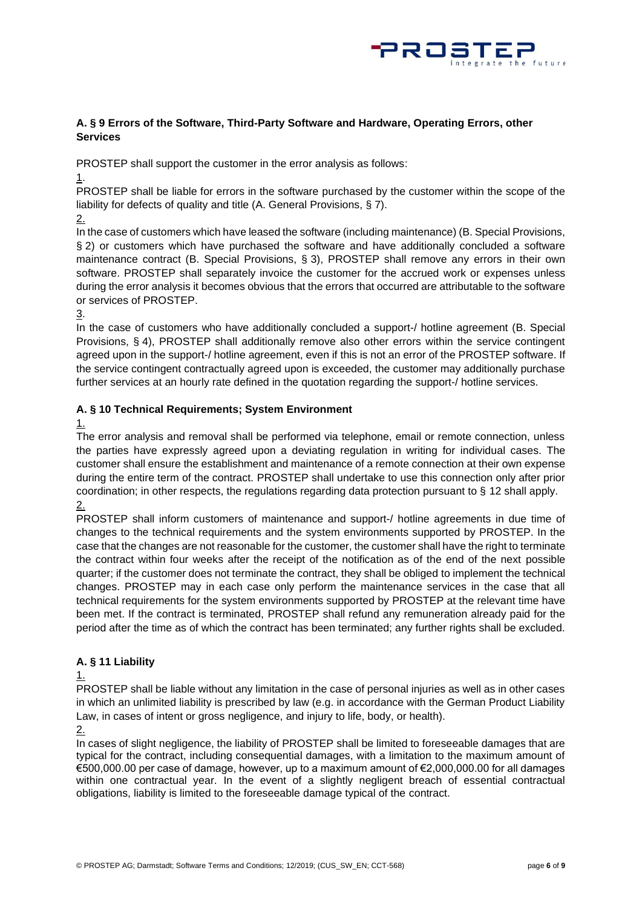### A. § 9 Errors of the Software, Third-Party Software and Hardware, Operating Errors, other Services

PROSTEP shall support the customer in the error analysis as follows:

1.
PROSTEP shall be liable for errors in the software purchased by the customer within the scope of the liability for defects of quality and title (A. General Provisions, § 7).

2.
In the case of customers which have leased the software (including maintenance) (B. Special Provisions, § 2) or customers which have purchased the software and have additionally concluded a software maintenance contract (B. Special Provisions, § 3), PROSTEP shall remove any errors in their own software. PROSTEP shall separately invoice the customer for the accrued work or expenses unless during the error analysis it becomes obvious that the errors that occurred are attributable to the software or services of PROSTEP.

3.
In the case of customers who have additionally concluded a support-/ hotline agreement (B. Special Provisions, § 4), PROSTEP shall additionally remove also other errors within the service contingent agreed upon in the support-/ hotline agreement, even if this is not an error of the PROSTEP software. If the service contingent contractually agreed upon is exceeded, the customer may additionally purchase further services at an hourly rate defined in the quotation regarding the support-/ hotline services.

### A. § 10 Technical Requirements; System Environment

1.
The error analysis and removal shall be performed via telephone, email or remote connection, unless the parties have expressly agreed upon a deviating regulation in writing for individual cases. The customer shall ensure the establishment and maintenance of a remote connection at their own expense during the entire term of the contract. PROSTEP shall undertake to use this connection only after prior coordination; in other respects, the regulations regarding data protection pursuant to § 12 shall apply.

2.
PROSTEP shall inform customers of maintenance and support-/ hotline agreements in due time of changes to the technical requirements and the system environments supported by PROSTEP. In the case that the changes are not reasonable for the customer, the customer shall have the right to terminate the contract within four weeks after the receipt of the notification as of the end of the next possible quarter; if the customer does not terminate the contract, they shall be obliged to implement the technical changes. PROSTEP may in each case only perform the maintenance services in the case that all technical requirements for the system environments supported by PROSTEP at the relevant time have been met. If the contract is terminated, PROSTEP shall refund any remuneration already paid for the period after the time as of which the contract has been terminated; any further rights shall be excluded.

### A. § 11 Liability

1.
PROSTEP shall be liable without any limitation in the case of personal injuries as well as in other cases in which an unlimited liability is prescribed by law (e.g. in accordance with the German Product Liability Law, in cases of intent or gross negligence, and injury to life, body, or health).

2.
In cases of slight negligence, the liability of PROSTEP shall be limited to foreseeable damages that are typical for the contract, including consequential damages, with a limitation to the maximum amount of €500,000.00 per case of damage, however, up to a maximum amount of €2,000,000.00 for all damages within one contractual year. In the event of a slightly negligent breach of essential contractual obligations, liability is limited to the foreseeable damage typical of the contract.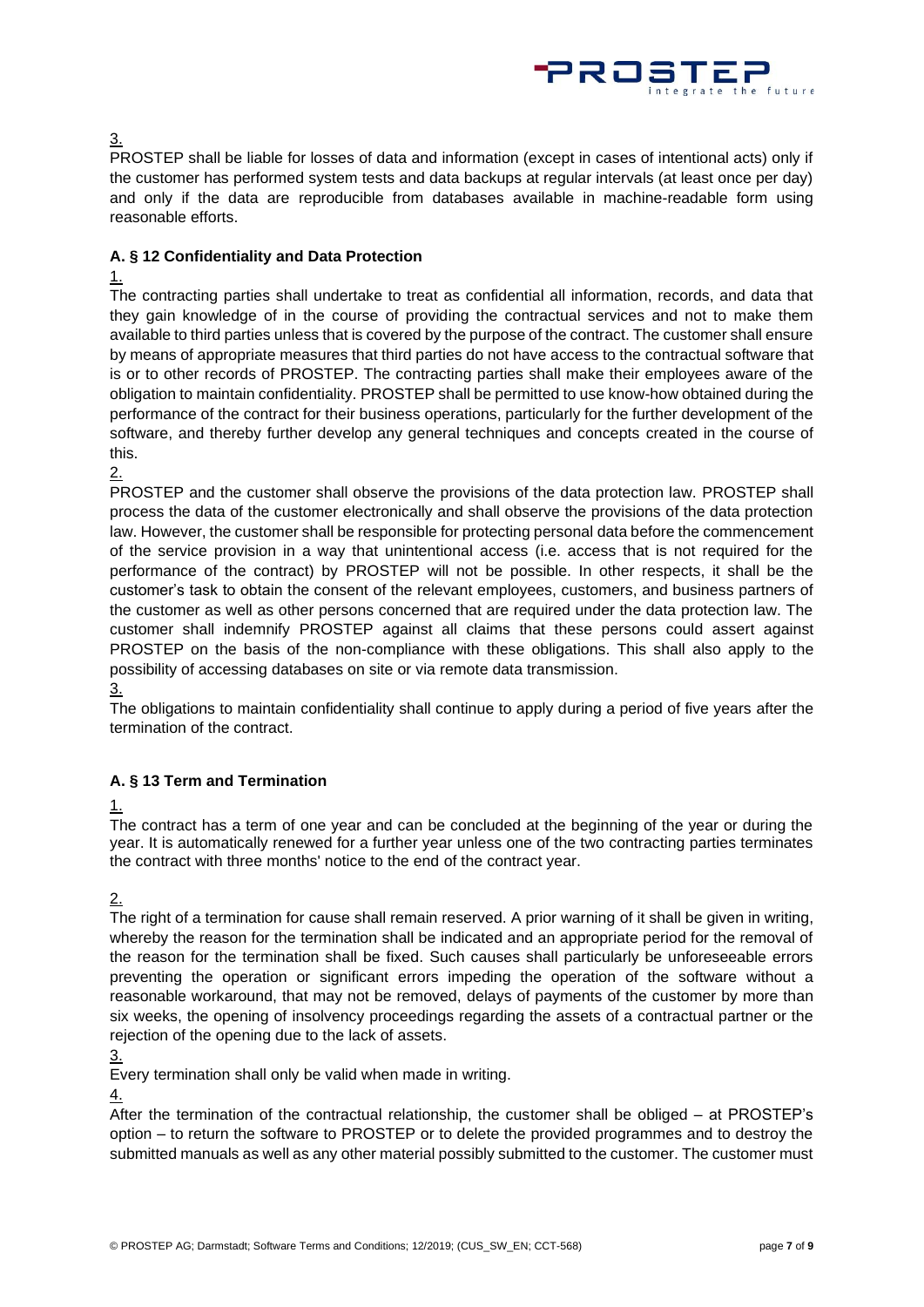3.

PROSTEP shall be liable for losses of data and information (except in cases of intentional acts) only if the customer has performed system tests and data backups at regular intervals (at least once per day) and only if the data are reproducible from databases available in machine-readable form using reasonable efforts.

### A. § 12 Confidentiality and Data Protection

1.

The contracting parties shall undertake to treat as confidential all information, records, and data that they gain knowledge of in the course of providing the contractual services and not to make them available to third parties unless that is covered by the purpose of the contract. The customer shall ensure by means of appropriate measures that third parties do not have access to the contractual software that is or to other records of PROSTEP. The contracting parties shall make their employees aware of the obligation to maintain confidentiality. PROSTEP shall be permitted to use know-how obtained during the performance of the contract for their business operations, particularly for the further development of the software, and thereby further develop any general techniques and concepts created in the course of this.

2.

PROSTEP and the customer shall observe the provisions of the data protection law. PROSTEP shall process the data of the customer electronically and shall observe the provisions of the data protection law. However, the customer shall be responsible for protecting personal data before the commencement of the service provision in a way that unintentional access (i.e. access that is not required for the performance of the contract) by PROSTEP will not be possible. In other respects, it shall be the customer's task to obtain the consent of the relevant employees, customers, and business partners of the customer as well as other persons concerned that are required under the data protection law. The customer shall indemnify PROSTEP against all claims that these persons could assert against PROSTEP on the basis of the non-compliance with these obligations. This shall also apply to the possibility of accessing databases on site or via remote data transmission.

3.

The obligations to maintain confidentiality shall continue to apply during a period of five years after the termination of the contract.

### A. § 13 Term and Termination

1.

The contract has a term of one year and can be concluded at the beginning of the year or during the year. It is automatically renewed for a further year unless one of the two contracting parties terminates the contract with three months' notice to the end of the contract year.

2.

The right of a termination for cause shall remain reserved. A prior warning of it shall be given in writing, whereby the reason for the termination shall be indicated and an appropriate period for the removal of the reason for the termination shall be fixed. Such causes shall particularly be unforeseeable errors preventing the operation or significant errors impeding the operation of the software without a reasonable workaround, that may not be removed, delays of payments of the customer by more than six weeks, the opening of insolvency proceedings regarding the assets of a contractual partner or the rejection of the opening due to the lack of assets.

3.

Every termination shall only be valid when made in writing.

4.

After the termination of the contractual relationship, the customer shall be obliged – at PROSTEP's option – to return the software to PROSTEP or to delete the provided programmes and to destroy the submitted manuals as well as any other material possibly submitted to the customer. The customer must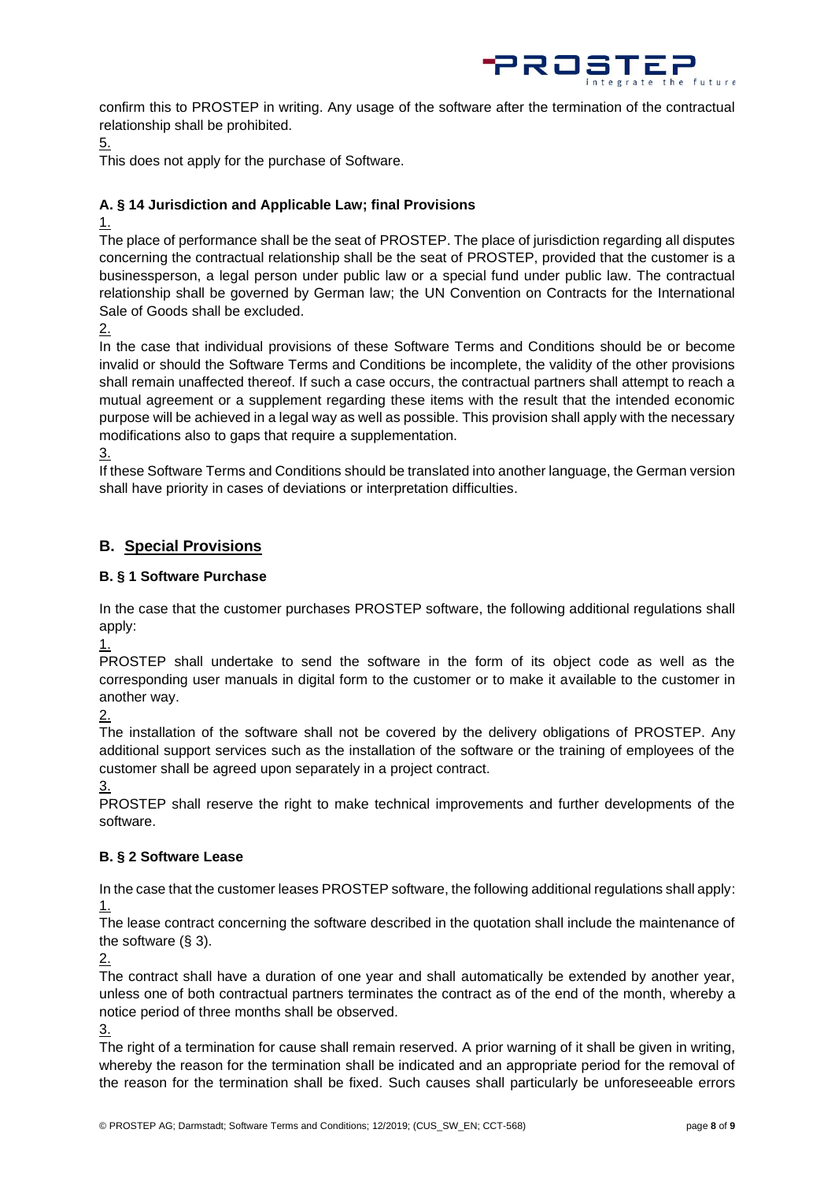confirm this to PROSTEP in writing. Any usage of the software after the termination of the contractual relationship shall be prohibited.

5.

This does not apply for the purchase of Software.

### A. § 14 Jurisdiction and Applicable Law; final Provisions

1.

The place of performance shall be the seat of PROSTEP. The place of jurisdiction regarding all disputes concerning the contractual relationship shall be the seat of PROSTEP, provided that the customer is a businessperson, a legal person under public law or a special fund under public law. The contractual relationship shall be governed by German law; the UN Convention on Contracts for the International Sale of Goods shall be excluded.

2.

In the case that individual provisions of these Software Terms and Conditions should be or become invalid or should the Software Terms and Conditions be incomplete, the validity of the other provisions shall remain unaffected thereof. If such a case occurs, the contractual partners shall attempt to reach a mutual agreement or a supplement regarding these items with the result that the intended economic purpose will be achieved in a legal way as well as possible. This provision shall apply with the necessary modifications also to gaps that require a supplementation.

3.

If these Software Terms and Conditions should be translated into another language, the German version shall have priority in cases of deviations or interpretation difficulties.

## B. Special Provisions

### B. § 1 Software Purchase

In the case that the customer purchases PROSTEP software, the following additional regulations shall apply:

1.

PROSTEP shall undertake to send the software in the form of its object code as well as the corresponding user manuals in digital form to the customer or to make it available to the customer in another way.

2.

The installation of the software shall not be covered by the delivery obligations of PROSTEP. Any additional support services such as the installation of the software or the training of employees of the customer shall be agreed upon separately in a project contract.

3.

PROSTEP shall reserve the right to make technical improvements and further developments of the software.

### B. § 2 Software Lease

In the case that the customer leases PROSTEP software, the following additional regulations shall apply:

1.

The lease contract concerning the software described in the quotation shall include the maintenance of the software (§ 3).

2.

The contract shall have a duration of one year and shall automatically be extended by another year, unless one of both contractual partners terminates the contract as of the end of the month, whereby a notice period of three months shall be observed.

3.

The right of a termination for cause shall remain reserved. A prior warning of it shall be given in writing, whereby the reason for the termination shall be indicated and an appropriate period for the removal of the reason for the termination shall be fixed. Such causes shall particularly be unforeseeable errors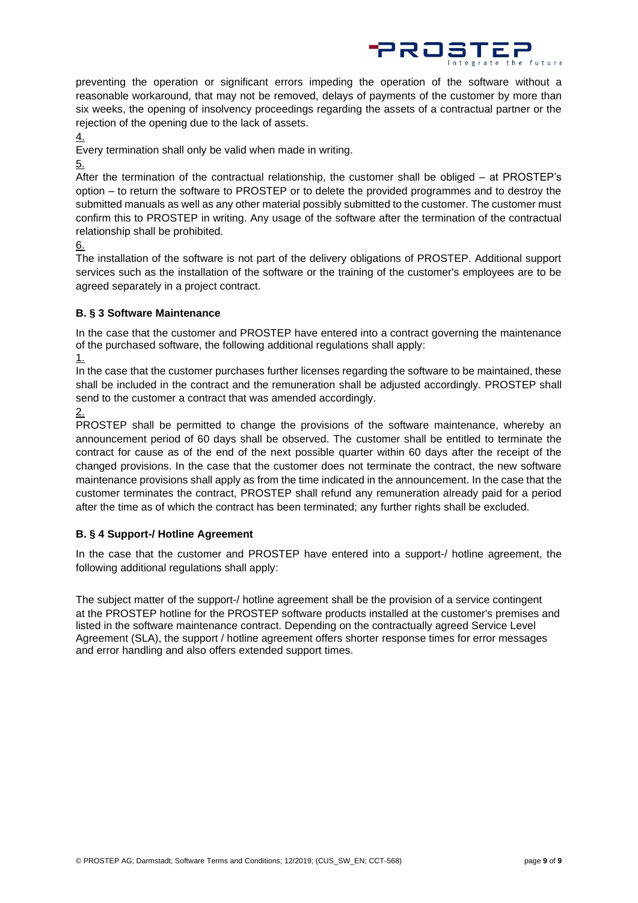preventing the operation or significant errors impeding the operation of the software without a reasonable workaround, that may not be removed, delays of payments of the customer by more than six weeks, the opening of insolvency proceedings regarding the assets of a contractual partner or the rejection of the opening due to the lack of assets.

4.

Every termination shall only be valid when made in writing.

5.

After the termination of the contractual relationship, the customer shall be obliged – at PROSTEP's option – to return the software to PROSTEP or to delete the provided programmes and to destroy the submitted manuals as well as any other material possibly submitted to the customer. The customer must confirm this to PROSTEP in writing. Any usage of the software after the termination of the contractual relationship shall be prohibited.

6.

The installation of the software is not part of the delivery obligations of PROSTEP. Additional support services such as the installation of the software or the training of the customer's employees are to be agreed separately in a project contract.

### B. § 3 Software Maintenance

In the case that the customer and PROSTEP have entered into a contract governing the maintenance of the purchased software, the following additional regulations shall apply:

1.

In the case that the customer purchases further licenses regarding the software to be maintained, these shall be included in the contract and the remuneration shall be adjusted accordingly. PROSTEP shall send to the customer a contract that was amended accordingly.

2.

PROSTEP shall be permitted to change the provisions of the software maintenance, whereby an announcement period of 60 days shall be observed. The customer shall be entitled to terminate the contract for cause as of the end of the next possible quarter within 60 days after the receipt of the changed provisions. In the case that the customer does not terminate the contract, the new software maintenance provisions shall apply as from the time indicated in the announcement. In the case that the customer terminates the contract, PROSTEP shall refund any remuneration already paid for a period after the time as of which the contract has been terminated; any further rights shall be excluded.

### B. § 4 Support-/ Hotline Agreement

In the case that the customer and PROSTEP have entered into a support-/ hotline agreement, the following additional regulations shall apply:

The subject matter of the support-/ hotline agreement shall be the provision of a service contingent at the PROSTEP hotline for the PROSTEP software products installed at the customer's premises and listed in the software maintenance contract. Depending on the contractually agreed Service Level Agreement (SLA), the support / hotline agreement offers shorter response times for error messages and error handling and also offers extended support times.